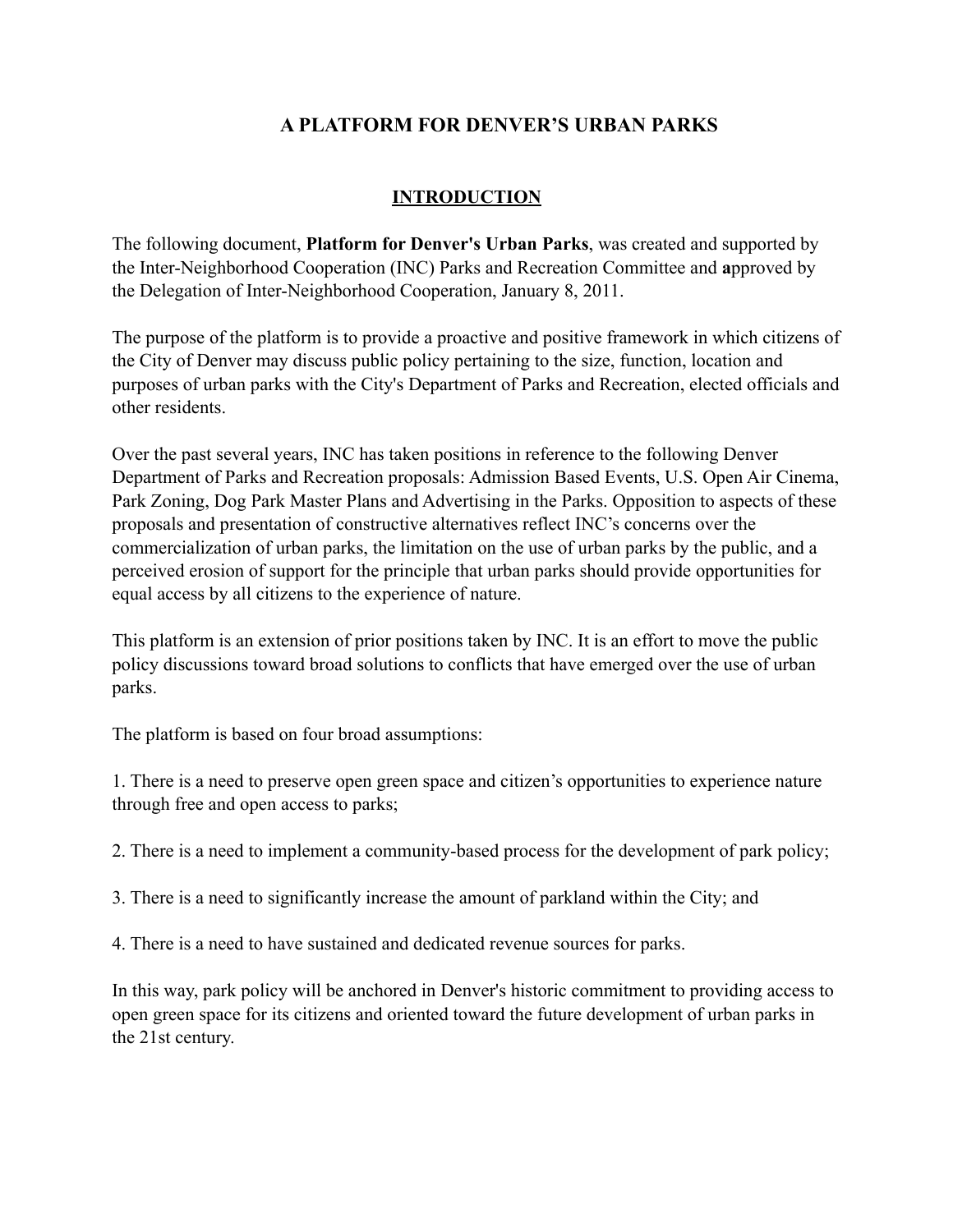# A PLATFORM FOR DENVER'S URBAN PARKS

## INTRODUCTION

The following document, **Platform for Denver's Urban Parks**, was created and supported by the Inter-Neighborhood Cooperation (INC) Parks and Recreation Committee and **a**pproved by the Delegation of Inter-Neighborhood Cooperation, January 8, 2011.

The purpose of the platform is to provide a proactive and positive framework in which citizens of the City of Denver may discuss public policy pertaining to the size, function, location and purposes of urban parks with the City's Department of Parks and Recreation, elected officials and other residents.

Over the past several years, INC has taken positions in reference to the following Denver Department of Parks and Recreation proposals: Admission Based Events, U.S. Open Air Cinema, Park Zoning, Dog Park Master Plans and Advertising in the Parks. Opposition to aspects of these proposals and presentation of constructive alternatives reflect INC's concerns over the commercialization of urban parks, the limitation on the use of urban parks by the public, and a perceived erosion of support for the principle that urban parks should provide opportunities for equal access by all citizens to the experience of nature.

This platform is an extension of prior positions taken by INC. It is an effort to move the public policy discussions toward broad solutions to conflicts that have emerged over the use of urban parks.

The platform is based on four broad assumptions:

1. There is a need to preserve open green space and citizen's opportunities to experience nature through free and open access to parks;

2. There is a need to implement a community-based process for the development of park policy;

3. There is a need to significantly increase the amount of parkland within the City; and

4. There is a need to have sustained and dedicated revenue sources for parks.

In this way, park policy will be anchored in Denver's historic commitment to providing access to open green space for its citizens and oriented toward the future development of urban parks in the 21st century.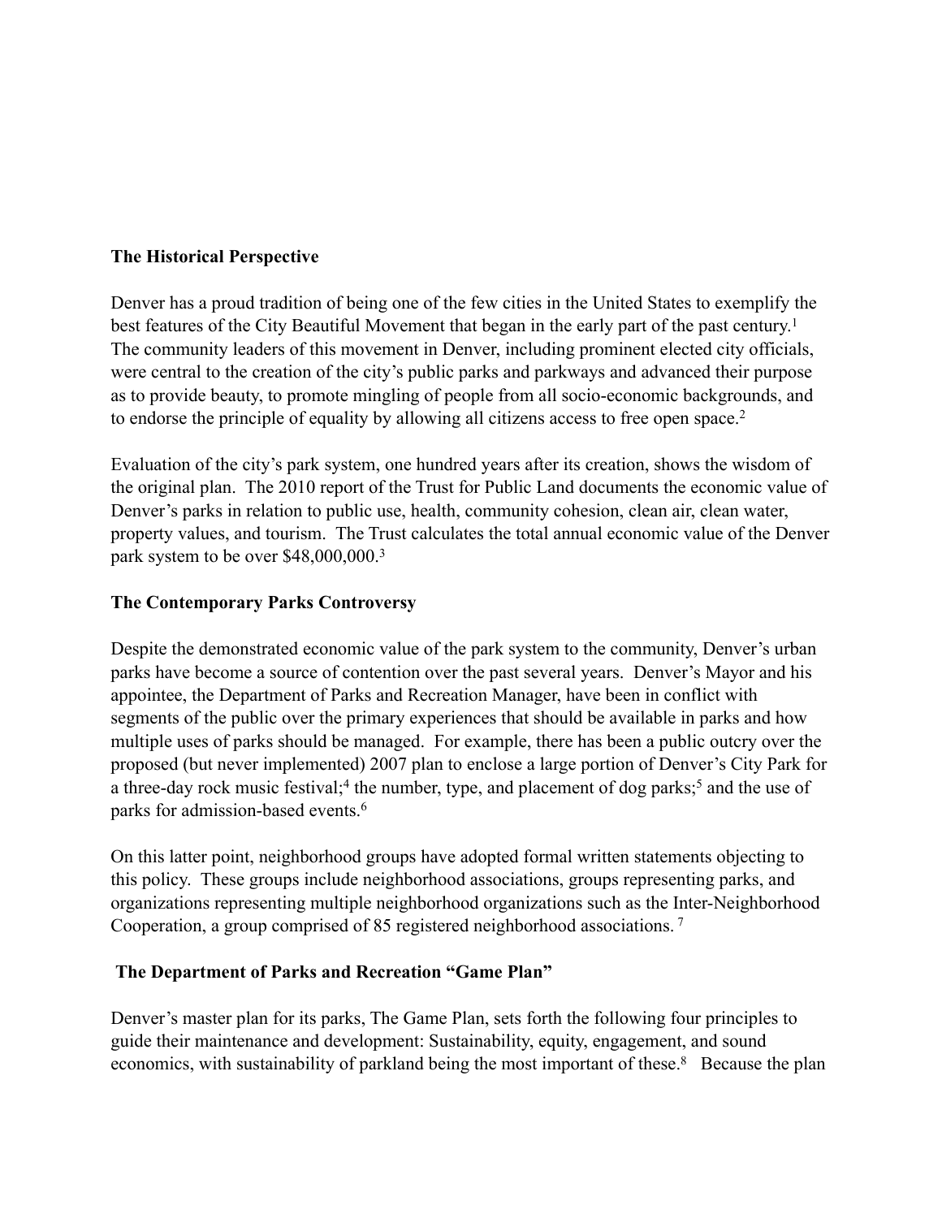## The Historical Perspective

Denver has a proud tradition of being one of the few cities in the United States to exemplify the best features of the City Beautiful Movement that began in the early part of the past century.[1] The community leaders of this movement in Denver, including prominent elected city officials, were central to the creation of the city's public parks and parkways and advanced their purpose as to provide beauty, to promote mingling of people from all socio-economic backgrounds, and to endorse the principle of equality by allowing all citizens access to free open space.[2]

Evaluation of the city's park system, one hundred years after its creation, shows the wisdom of the original plan. The 2010 report of the Trust for Public Land documents the economic value of Denver's parks in relation to public use, health, community cohesion, clean air, clean water, property values, and tourism. The Trust calculates the total annual economic value of the Denver park system to be over $48,000,000.[3]

## The Contemporary Parks Controversy

Despite the demonstrated economic value of the park system to the community, Denver's urban parks have become a source of contention over the past several years. Denver's Mayor and his appointee, the Department of Parks and Recreation Manager, have been in conflict with segments of the public over the primary experiences that should be available in parks and how multiple uses of parks should be managed. For example, there has been a public outcry over the proposed (but never implemented) 2007 plan to enclose a large portion of Denver's City Park for a three-day rock music festival;[4] the number, type, and placement of dog parks;[5] and the use of parks for admission-based events.[6]

On this latter point, neighborhood groups have adopted formal written statements objecting to this policy. These groups include neighborhood associations, groups representing parks, and organizations representing multiple neighborhood organizations such as the Inter-Neighborhood Cooperation, a group comprised of 85 registered neighborhood associations.[7]

## The Department of Parks and Recreation "Game Plan"

Denver's master plan for its parks, The Game Plan, sets forth the following four principles to guide their maintenance and development: Sustainability, equity, engagement, and sound economics, with sustainability of parkland being the most important of these.[8] Because the plan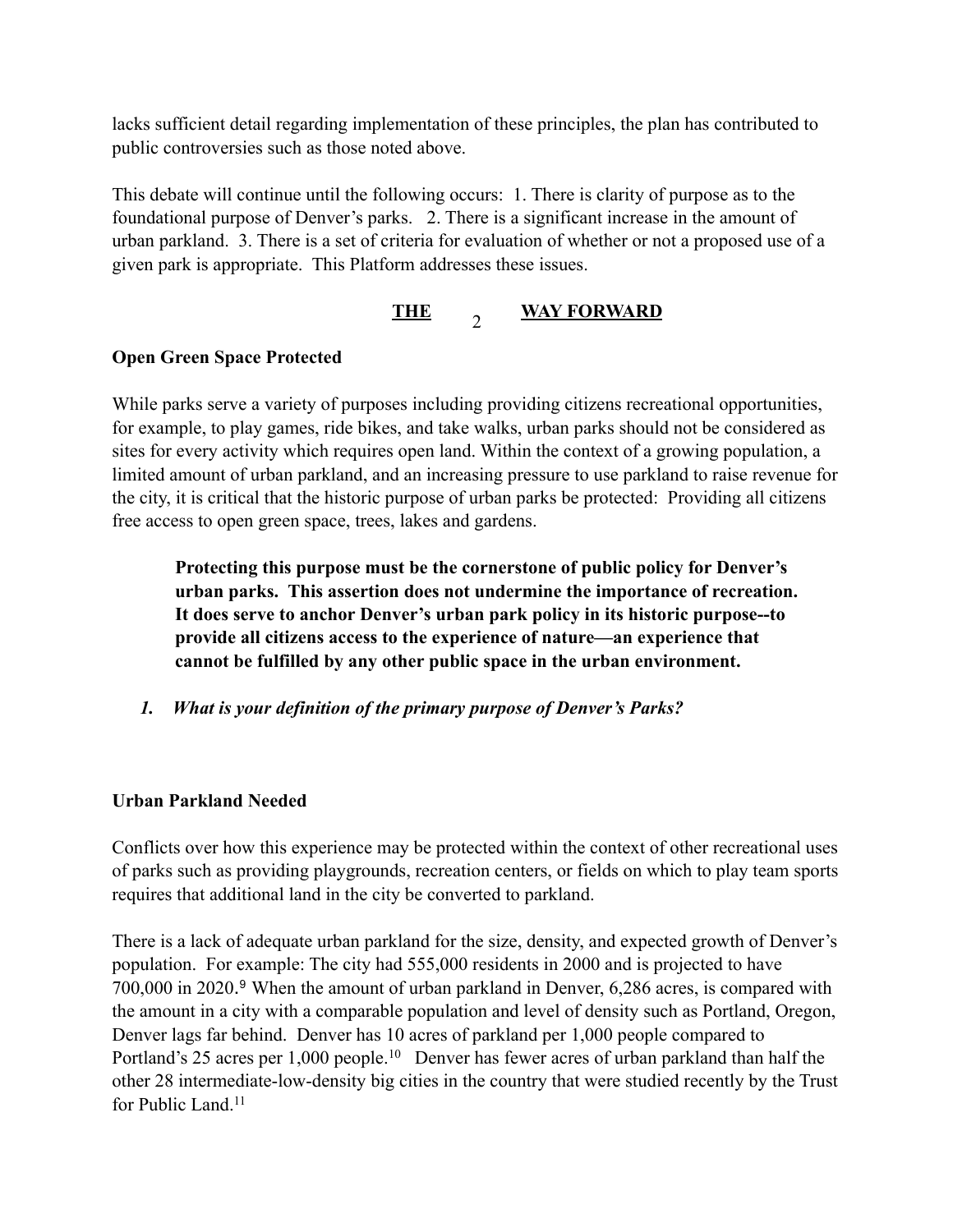lacks sufficient detail regarding implementation of these principles, the plan has contributed to public controversies such as those noted above.

This debate will continue until the following occurs: 1. There is clarity of purpose as to the foundational purpose of Denver's parks. 2. There is a significant increase in the amount of urban parkland. 3. There is a set of criteria for evaluation of whether or not a proposed use of a given park is appropriate. This Platform addresses these issues.

## THE WAY FORWARD

**Open Green Space Protected**

While parks serve a variety of purposes including providing citizens recreational opportunities, for example, to play games, ride bikes, and take walks, urban parks should not be considered as sites for every activity which requires open land. Within the context of a growing population, a limited amount of urban parkland, and an increasing pressure to use parkland to raise revenue for the city, it is critical that the historic purpose of urban parks be protected: Providing all citizens free access to open green space, trees, lakes and gardens.

> **Protecting this purpose must be the cornerstone of public policy for Denver's urban parks. This assertion does not undermine the importance of recreation. It does serve to anchor Denver's urban park policy in its historic purpose--to provide all citizens access to the experience of nature—an experience that cannot be fulfilled by any other public space in the urban environment.**

1. ***What is your definition of the primary purpose of Denver's Parks?***

**Urban Parkland Needed**

Conflicts over how this experience may be protected within the context of other recreational uses of parks such as providing playgrounds, recreation centers, or fields on which to play team sports requires that additional land in the city be converted to parkland.

There is a lack of adequate urban parkland for the size, density, and expected growth of Denver's population. For example: The city had 555,000 residents in 2000 and is projected to have 700,000 in 2020.[9] When the amount of urban parkland in Denver, 6,286 acres, is compared with the amount in a city with a comparable population and level of density such as Portland, Oregon, Denver lags far behind. Denver has 10 acres of parkland per 1,000 people compared to Portland's 25 acres per 1,000 people.[10] Denver has fewer acres of urban parkland than half the other 28 intermediate-low-density big cities in the country that were studied recently by the Trust for Public Land.[11]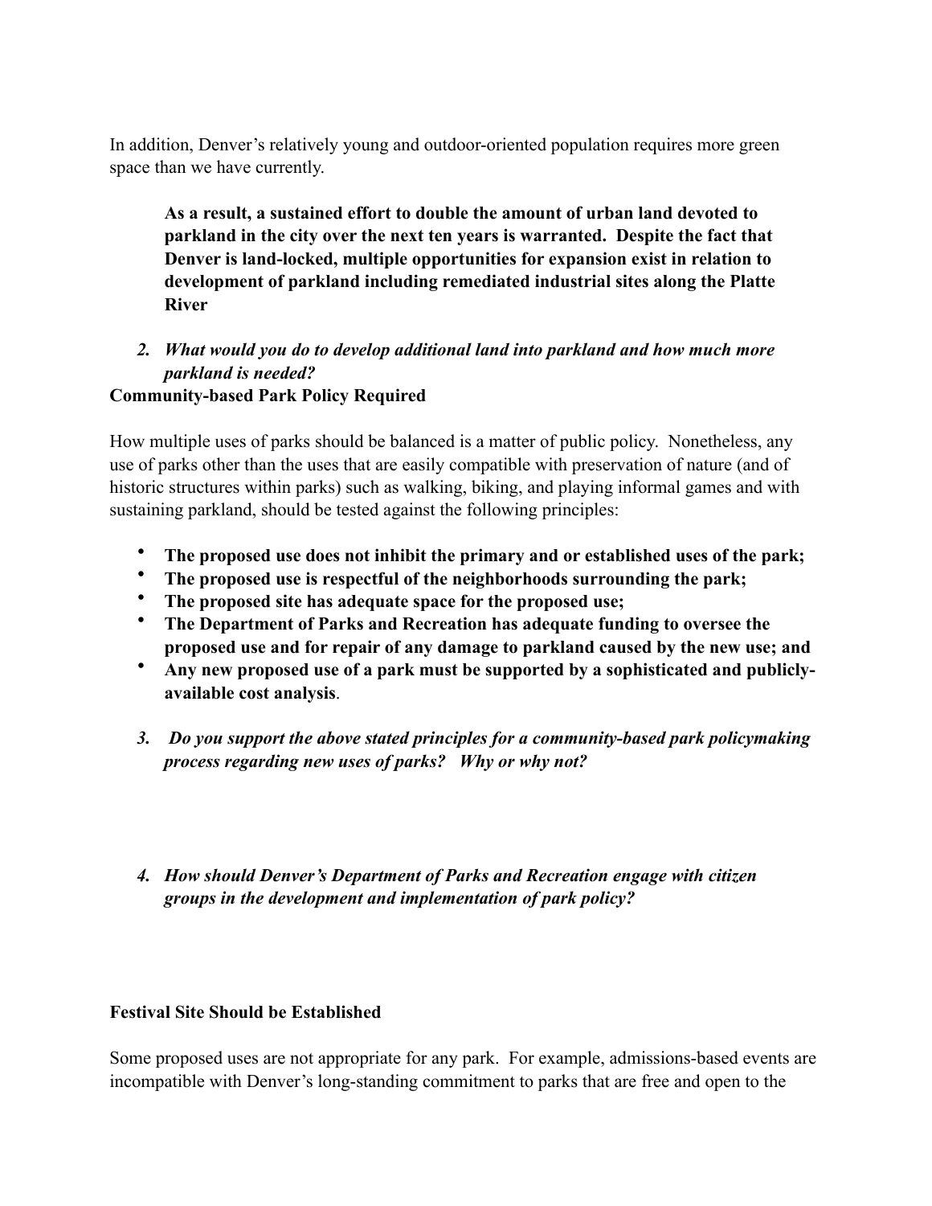In addition, Denver's relatively young and outdoor-oriented population requires more green space than we have currently.

> **As a result, a sustained effort to double the amount of urban land devoted to parkland in the city over the next ten years is warranted. Despite the fact that Denver is land-locked, multiple opportunities for expansion exist in relation to development of parkland including remediated industrial sites along the Platte River**

2. ***What would you do to develop additional land into parkland and how much more parkland is needed?***

**Community-based Park Policy Required**

How multiple uses of parks should be balanced is a matter of public policy. Nonetheless, any use of parks other than the uses that are easily compatible with preservation of nature (and of historic structures within parks) such as walking, biking, and playing informal games and with sustaining parkland, should be tested against the following principles:

- **The proposed use does not inhibit the primary and or established uses of the park;**
- **The proposed use is respectful of the neighborhoods surrounding the park;**
- **The proposed site has adequate space for the proposed use;**
- **The Department of Parks and Recreation has adequate funding to oversee the proposed use and for repair of any damage to parkland caused by the new use; and**
- **Any new proposed use of a park must be supported by a sophisticated and publicly-available cost analysis**.

3. ***Do you support the above stated principles for a community-based park policymaking process regarding new uses of parks? Why or why not?***

4. ***How should Denver's Department of Parks and Recreation engage with citizen groups in the development and implementation of park policy?***

**Festival Site Should be Established**

Some proposed uses are not appropriate for any park. For example, admissions-based events are incompatible with Denver's long-standing commitment to parks that are free and open to the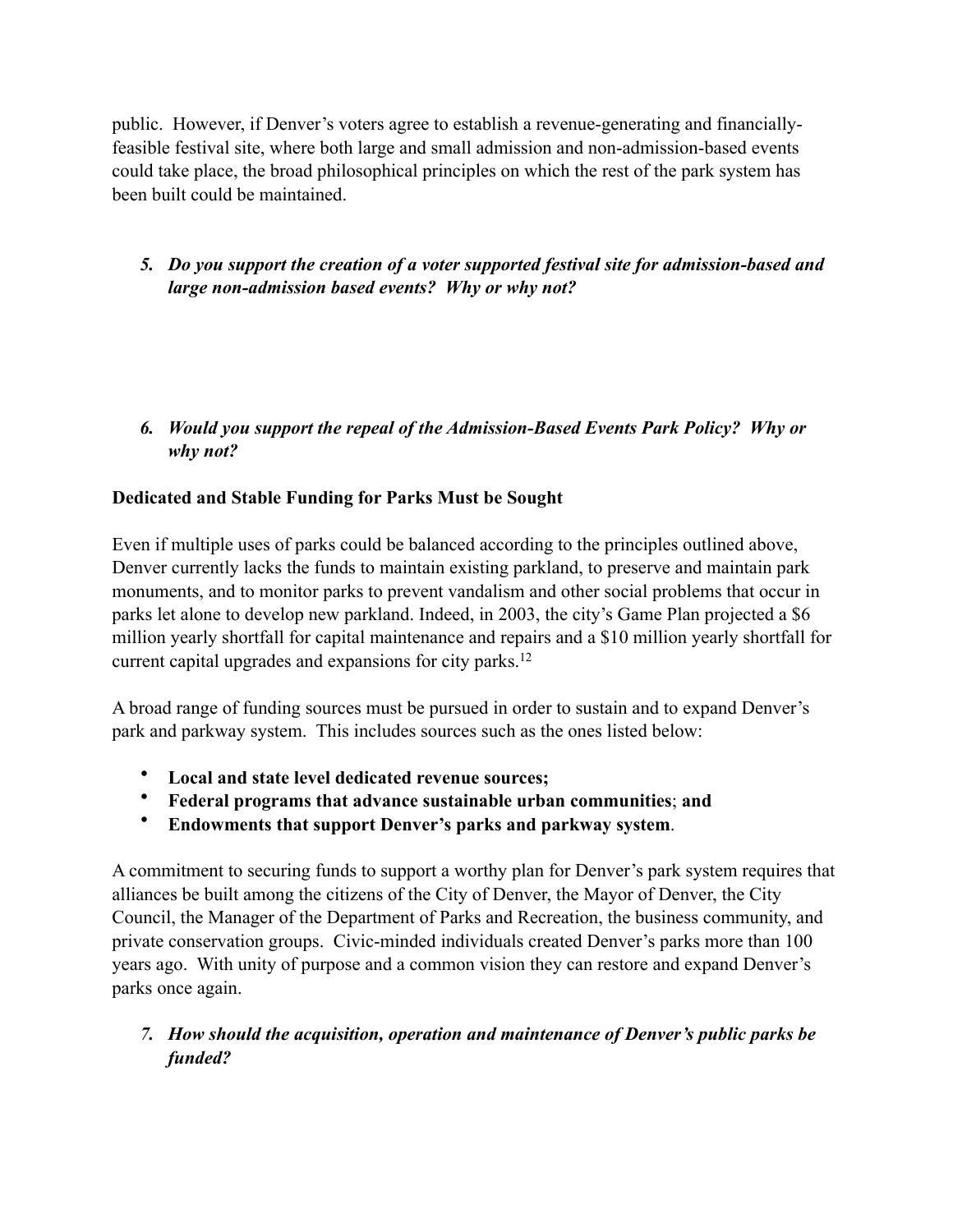public. However, if Denver's voters agree to establish a revenue-generating and financially-feasible festival site, where both large and small admission and non-admission-based events could take place, the broad philosophical principles on which the rest of the park system has been built could be maintained.

5. ***Do you support the creation of a voter supported festival site for admission-based and large non-admission based events? Why or why not?***

6. ***Would you support the repeal of the Admission-Based Events Park Policy? Why or why not?***

**Dedicated and Stable Funding for Parks Must be Sought**

Even if multiple uses of parks could be balanced according to the principles outlined above, Denver currently lacks the funds to maintain existing parkland, to preserve and maintain park monuments, and to monitor parks to prevent vandalism and other social problems that occur in parks let alone to develop new parkland. Indeed, in 2003, the city's Game Plan projected a $6 million yearly shortfall for capital maintenance and repairs and a $10 million yearly shortfall for current capital upgrades and expansions for city parks.[12]

A broad range of funding sources must be pursued in order to sustain and to expand Denver's park and parkway system. This includes sources such as the ones listed below:

- **Local and state level dedicated revenue sources;**
- **Federal programs that advance sustainable urban communities**; **and**
- **Endowments that support Denver's parks and parkway system**.

A commitment to securing funds to support a worthy plan for Denver's park system requires that alliances be built among the citizens of the City of Denver, the Mayor of Denver, the City Council, the Manager of the Department of Parks and Recreation, the business community, and private conservation groups. Civic-minded individuals created Denver's parks more than 100 years ago. With unity of purpose and a common vision they can restore and expand Denver's parks once again.

7. ***How should the acquisition, operation and maintenance of Denver's public parks be funded?***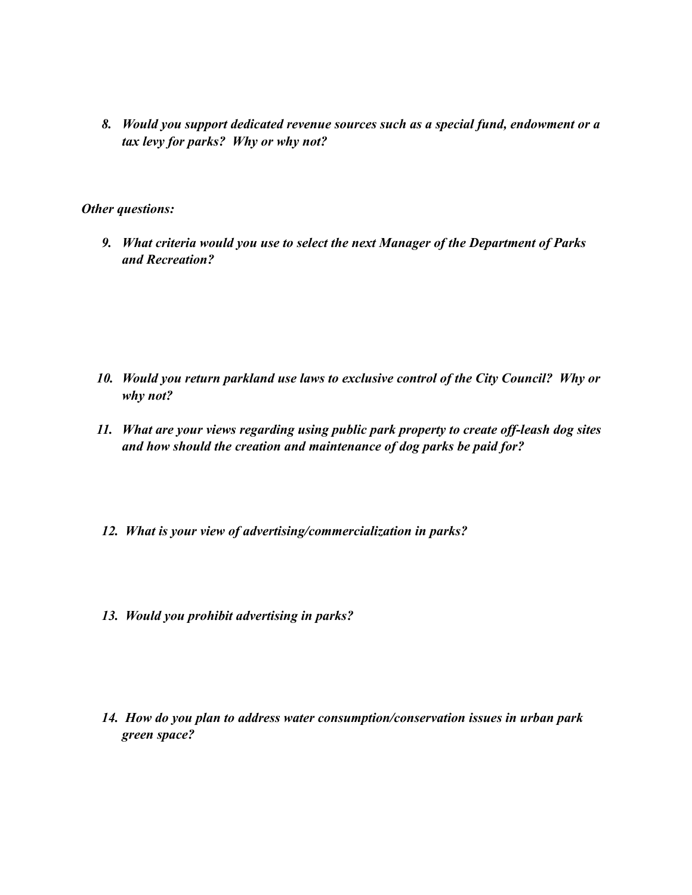8. ***Would you support dedicated revenue sources such as a special fund, endowment or a tax levy for parks? Why or why not?***

***Other questions:***

9. ***What criteria would you use to select the next Manager of the Department of Parks and Recreation?***

10. ***Would you return parkland use laws to exclusive control of the City Council? Why or why not?***

11. ***What are your views regarding using public park property to create off-leash dog sites and how should the creation and maintenance of dog parks be paid for?***

12. ***What is your view of advertising/commercialization in parks?***

13. ***Would you prohibit advertising in parks?***

14. ***How do you plan to address water consumption/conservation issues in urban park green space?***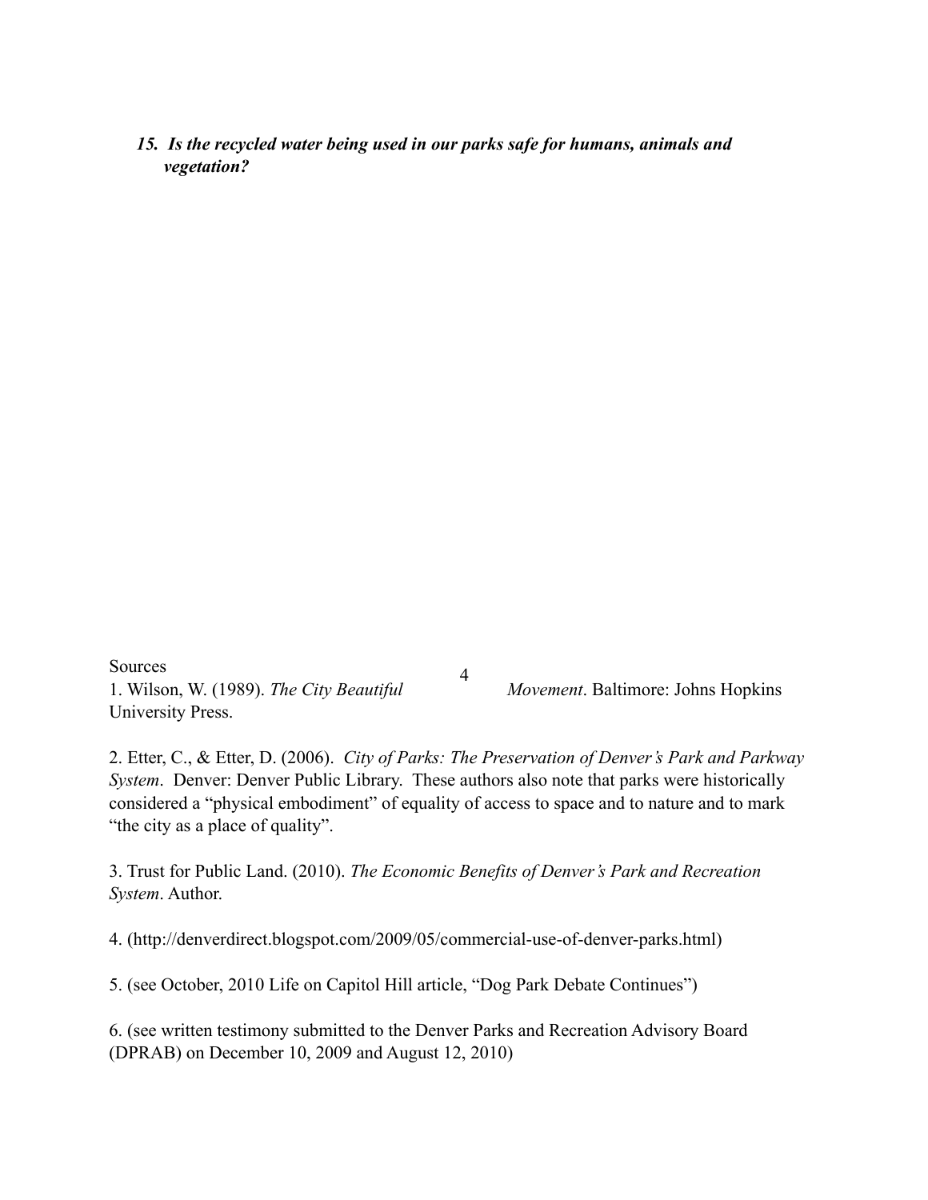***15. Is the recycled water being used in our parks safe for humans, animals and vegetation?***

Sources

1. Wilson, W. (1989). *The City Beautiful Movement*. Baltimore: Johns Hopkins University Press.

2. Etter, C., & Etter, D. (2006). *City of Parks: The Preservation of Denver's Park and Parkway System*. Denver: Denver Public Library. These authors also note that parks were historically considered a "physical embodiment" of equality of access to space and to nature and to mark "the city as a place of quality".

3. Trust for Public Land. (2010). *The Economic Benefits of Denver's Park and Recreation System*. Author.

4. (http://denverdirect.blogspot.com/2009/05/commercial-use-of-denver-parks.html)

5. (see October, 2010 Life on Capitol Hill article, "Dog Park Debate Continues")

6. (see written testimony submitted to the Denver Parks and Recreation Advisory Board (DPRAB) on December 10, 2009 and August 12, 2010)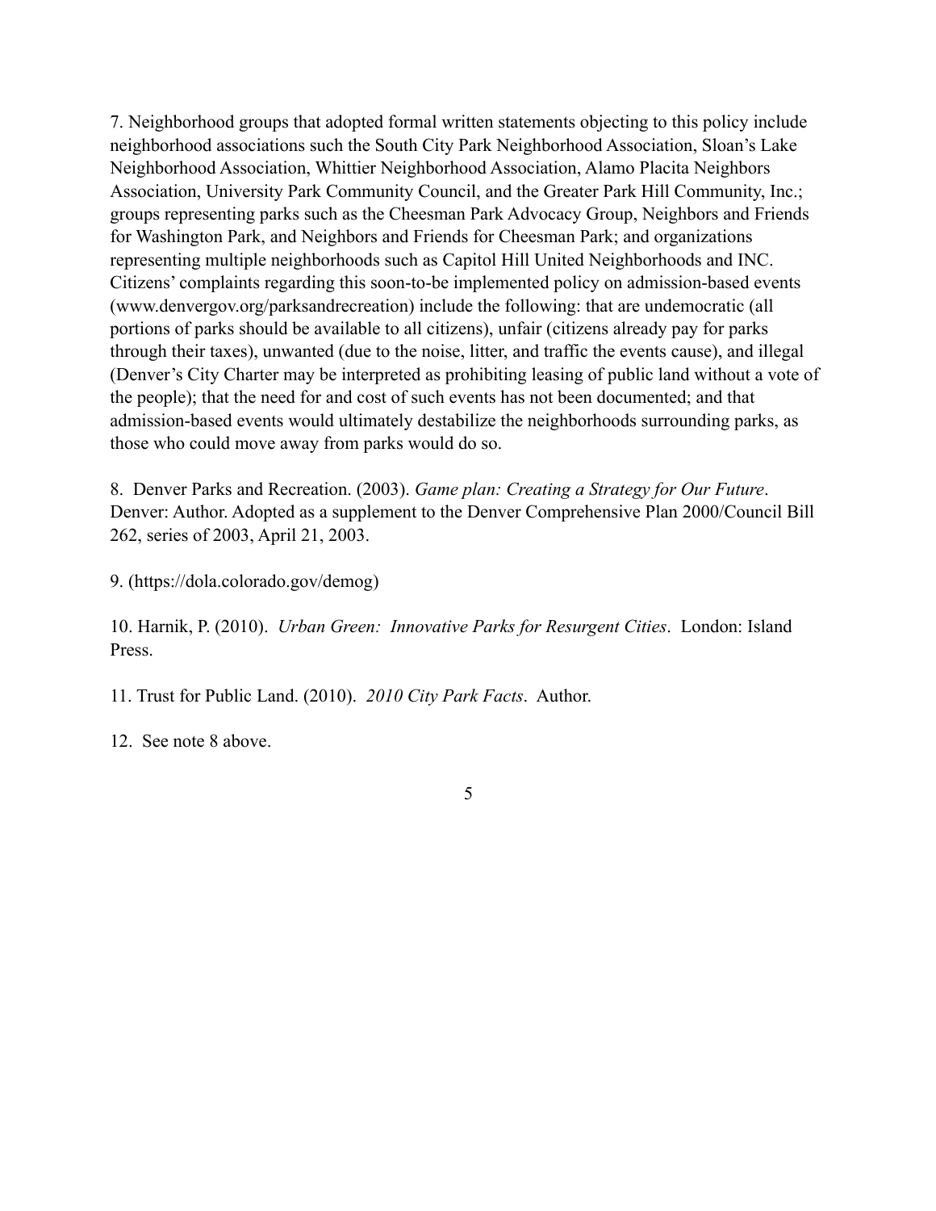7. Neighborhood groups that adopted formal written statements objecting to this policy include neighborhood associations such the South City Park Neighborhood Association, Sloan's Lake Neighborhood Association, Whittier Neighborhood Association, Alamo Placita Neighbors Association, University Park Community Council, and the Greater Park Hill Community, Inc.; groups representing parks such as the Cheesman Park Advocacy Group, Neighbors and Friends for Washington Park, and Neighbors and Friends for Cheesman Park; and organizations representing multiple neighborhoods such as Capitol Hill United Neighborhoods and INC. Citizens' complaints regarding this soon-to-be implemented policy on admission-based events (www.denvergov.org/parksandrecreation) include the following: that are undemocratic (all portions of parks should be available to all citizens), unfair (citizens already pay for parks through their taxes), unwanted (due to the noise, litter, and traffic the events cause), and illegal (Denver's City Charter may be interpreted as prohibiting leasing of public land without a vote of the people); that the need for and cost of such events has not been documented; and that admission-based events would ultimately destabilize the neighborhoods surrounding parks, as those who could move away from parks would do so.

8. Denver Parks and Recreation. (2003). *Game plan: Creating a Strategy for Our Future*. Denver: Author. Adopted as a supplement to the Denver Comprehensive Plan 2000/Council Bill 262, series of 2003, April 21, 2003.

9. (https://dola.colorado.gov/demog)

10. Harnik, P. (2010). *Urban Green: Innovative Parks for Resurgent Cities*. London: Island Press.

11. Trust for Public Land. (2010). *2010 City Park Facts*. Author.

12. See note 8 above.